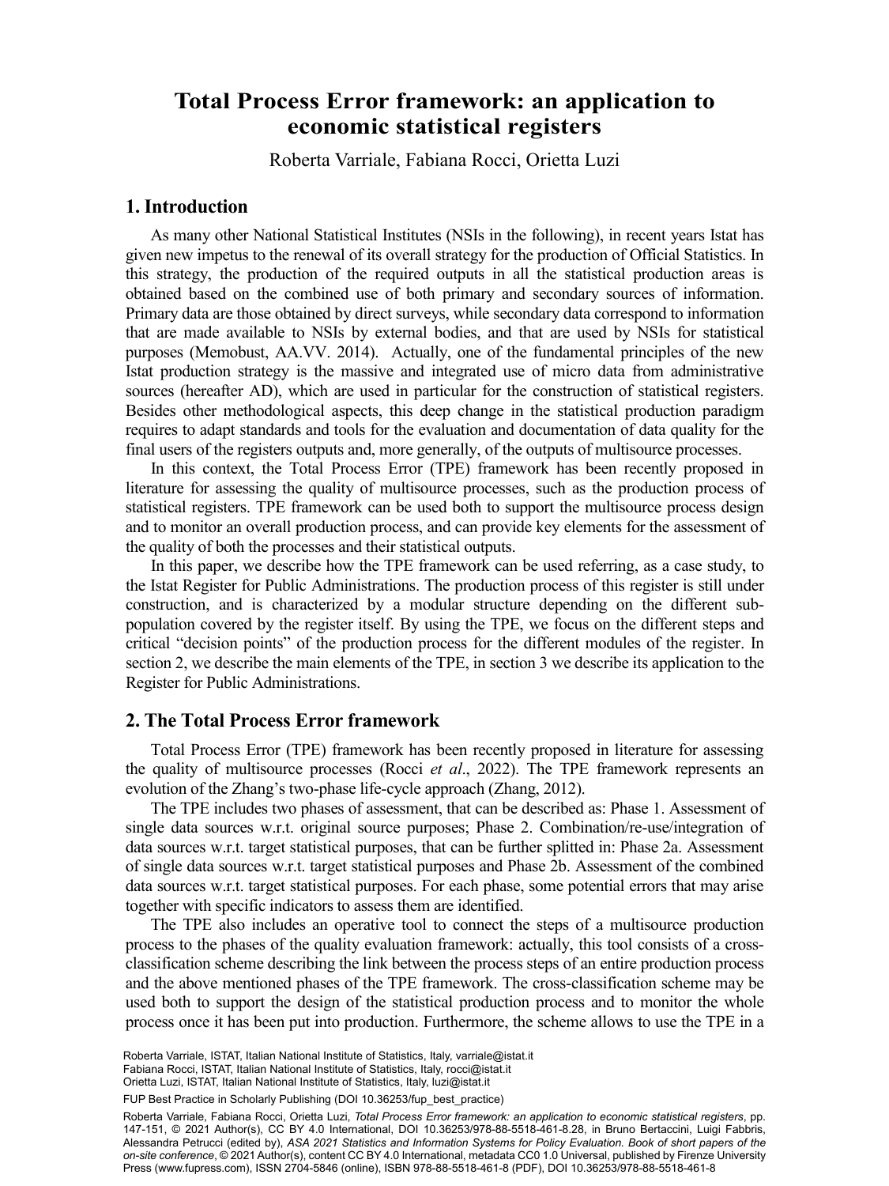# Total Process Error framework: an application to economic statistical registers

Roberta Varriale, Fabiana Rocci, Orietta Luzi

## 1. Introduction

As many other National Statistical Institutes (NSIs in the following), in recent years Istat has given new impetus to the renewal of its overall strategy for the production of Official Statistics. In this strategy, the production of the required outputs in all the statistical production areas is obtained based on the combined use of both primary and secondary sources of information. Primary data are those obtained by direct surveys, while secondary data correspond to information that are made available to NSIs by external bodies, and that are used by NSIs for statistical purposes (Memobust, AA.VV. 2014). Actually, one of the fundamental principles of the new Istat production strategy is the massive and integrated use of micro data from administrative sources (hereafter AD), which are used in particular for the construction of statistical registers. Besides other methodological aspects, this deep change in the statistical production paradigm requires to adapt standards and tools for the evaluation and documentation of data quality for the final users of the registers outputs and, more generally, of the outputs of multisource processes.

In this context, the Total Process Error (TPE) framework has been recently proposed in literature for assessing the quality of multisource processes, such as the production process of statistical registers. TPE framework can be used both to support the multisource process design and to monitor an overall production process, and can provide key elements for the assessment of the quality of both the processes and their statistical outputs.

In this paper, we describe how the TPE framework can be used referring, as a case study, to the Istat Register for Public Administrations. The production process of this register is still under construction, and is characterized by a modular structure depending on the different sub-population covered by the register itself. By using the TPE, we focus on the different steps and critical "decision points" of the production process for the different modules of the register. In section 2, we describe the main elements of the TPE, in section 3 we describe its application to the Register for Public Administrations.

## 2. The Total Process Error framework

Total Process Error (TPE) framework has been recently proposed in literature for assessing the quality of multisource processes (Rocci *et al*., 2022). The TPE framework represents an evolution of the Zhang's two-phase life-cycle approach (Zhang, 2012).

The TPE includes two phases of assessment, that can be described as: Phase 1. Assessment of single data sources w.r.t. original source purposes; Phase 2. Combination/re-use/integration of data sources w.r.t. target statistical purposes, that can be further splitted in: Phase 2a. Assessment of single data sources w.r.t. target statistical purposes and Phase 2b. Assessment of the combined data sources w.r.t. target statistical purposes. For each phase, some potential errors that may arise together with specific indicators to assess them are identified.

The TPE also includes an operative tool to connect the steps of a multisource production process to the phases of the quality evaluation framework: actually, this tool consists of a cross-classification scheme describing the link between the process steps of an entire production process and the above mentioned phases of the TPE framework. The cross-classification scheme may be used both to support the design of the statistical production process and to monitor the whole process once it has been put into production. Furthermore, the scheme allows to use the TPE in a

Roberta Varriale, ISTAT, Italian National Institute of Statistics, Italy, varriale@istat.it
Fabiana Rocci, ISTAT, Italian National Institute of Statistics, Italy, rocci@istat.it
Orietta Luzi, ISTAT, Italian National Institute of Statistics, Italy, luzi@istat.it

FUP Best Practice in Scholarly Publishing (DOI 10.36253/fup_best_practice)

Roberta Varriale, Fabiana Rocci, Orietta Luzi, *Total Process Error framework: an application to economic statistical registers*, pp. 147-151, © 2021 Author(s), CC BY 4.0 International, DOI 10.36253/978-88-5518-461-8.28, in Bruno Bertaccini, Luigi Fabbris, Alessandra Petrucci (edited by), *ASA 2021 Statistics and Information Systems for Policy Evaluation. Book of short papers of the on-site conference*, © 2021 Author(s), content CC BY 4.0 International, metadata CC0 1.0 Universal, published by Firenze University Press (www.fupress.com), ISSN 2704-5846 (online), ISBN 978-88-5518-461-8 (PDF), DOI 10.36253/978-88-5518-461-8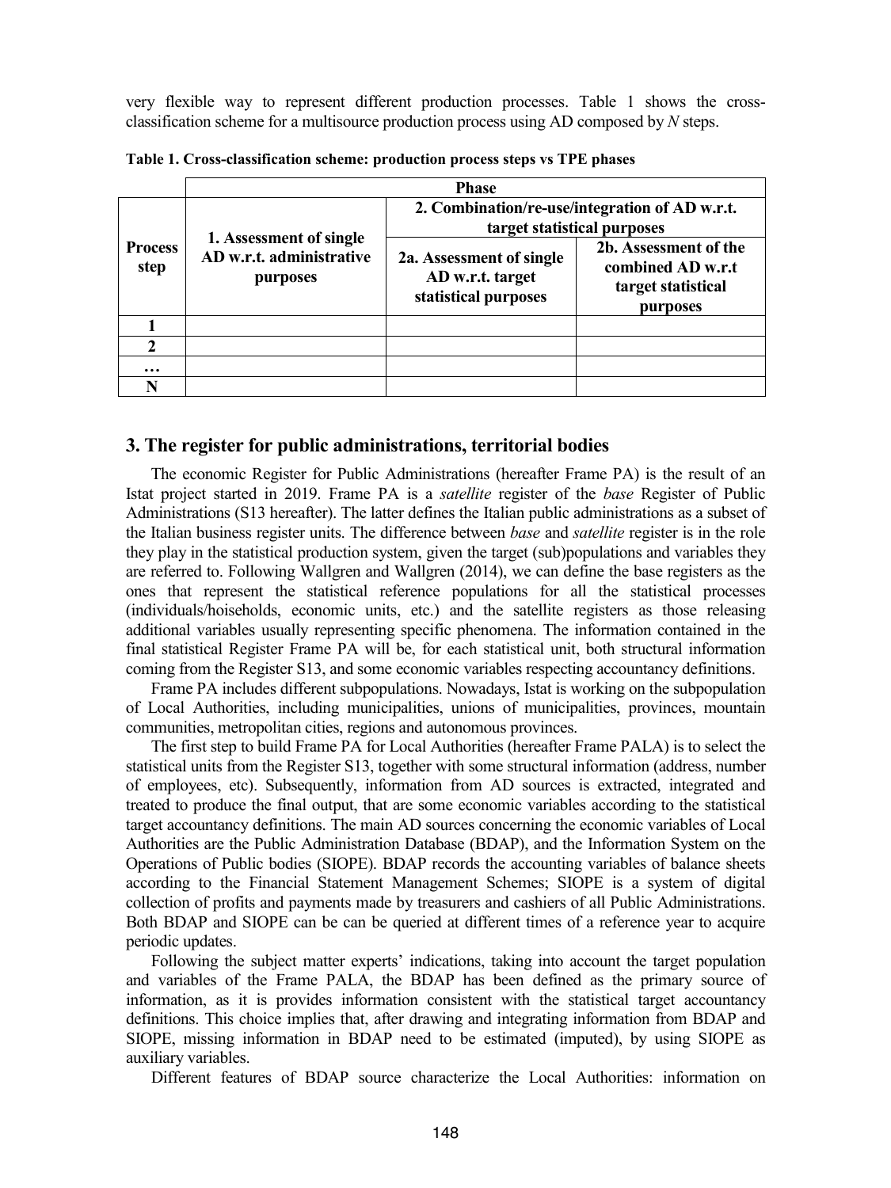very flexible way to represent different production processes. Table 1 shows the cross-classification scheme for a multisource production process using AD composed by *N* steps.

**Table 1. Cross-classification scheme: production process steps vs TPE phases**

| | Phase | | |
|---|---|---|---|
| **Process step** | **1. Assessment of single AD w.r.t. administrative purposes** | **2. Combination/re-use/integration of AD w.r.t. target statistical purposes** | |
| | | **2a. Assessment of single AD w.r.t. target statistical purposes** | **2b. Assessment of the combined AD w.r.t target statistical purposes** |
| **1** | | | |
| **2** | | | |
| **…** | | | |
| **N** | | | |

## 3. The register for public administrations, territorial bodies

The economic Register for Public Administrations (hereafter Frame PA) is the result of an Istat project started in 2019. Frame PA is a *satellite* register of the *base* Register of Public Administrations (S13 hereafter). The latter defines the Italian public administrations as a subset of the Italian business register units. The difference between *base* and *satellite* register is in the role they play in the statistical production system, given the target (sub)populations and variables they are referred to. Following Wallgren and Wallgren (2014), we can define the base registers as the ones that represent the statistical reference populations for all the statistical processes (individuals/hoiseholds, economic units, etc.) and the satellite registers as those releasing additional variables usually representing specific phenomena. The information contained in the final statistical Register Frame PA will be, for each statistical unit, both structural information coming from the Register S13, and some economic variables respecting accountancy definitions.

Frame PA includes different subpopulations. Nowadays, Istat is working on the subpopulation of Local Authorities, including municipalities, unions of municipalities, provinces, mountain communities, metropolitan cities, regions and autonomous provinces.

The first step to build Frame PA for Local Authorities (hereafter Frame PALA) is to select the statistical units from the Register S13, together with some structural information (address, number of employees, etc). Subsequently, information from AD sources is extracted, integrated and treated to produce the final output, that are some economic variables according to the statistical target accountancy definitions. The main AD sources concerning the economic variables of Local Authorities are the Public Administration Database (BDAP), and the Information System on the Operations of Public bodies (SIOPE). BDAP records the accounting variables of balance sheets according to the Financial Statement Management Schemes; SIOPE is a system of digital collection of profits and payments made by treasurers and cashiers of all Public Administrations. Both BDAP and SIOPE can be can be queried at different times of a reference year to acquire periodic updates.

Following the subject matter experts' indications, taking into account the target population and variables of the Frame PALA, the BDAP has been defined as the primary source of information, as it is provides information consistent with the statistical target accountancy definitions. This choice implies that, after drawing and integrating information from BDAP and SIOPE, missing information in BDAP need to be estimated (imputed), by using SIOPE as auxiliary variables.

Different features of BDAP source characterize the Local Authorities: information on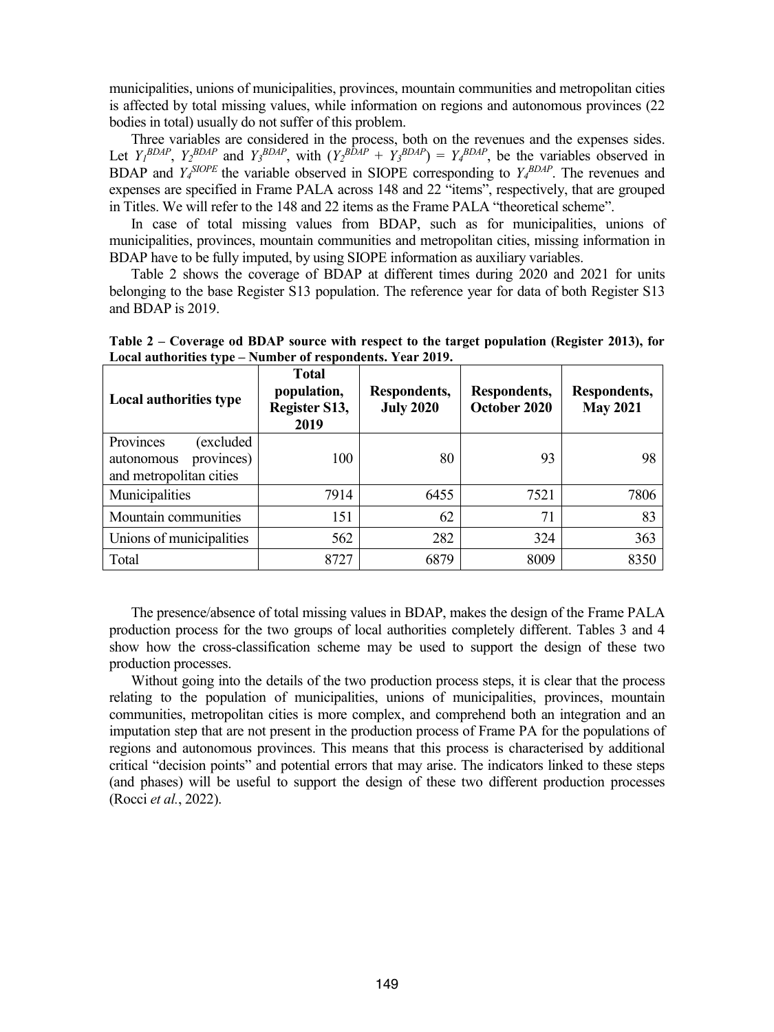municipalities, unions of municipalities, provinces, mountain communities and metropolitan cities is affected by total missing values, while information on regions and autonomous provinces (22 bodies in total) usually do not suffer of this problem.

Three variables are considered in the process, both on the revenues and the expenses sides. Let $Y_1^{BDAP}$, $Y_2^{BDAP}$ and $Y_3^{BDAP}$, with $(Y_2^{BDAP} + Y_3^{BDAP}) = Y_4^{BDAP}$, be the variables observed in BDAP and $Y_4^{SIOPE}$ the variable observed in SIOPE corresponding to $Y_4^{BDAP}$. The revenues and expenses are specified in Frame PALA across 148 and 22 "items", respectively, that are grouped in Titles. We will refer to the 148 and 22 items as the Frame PALA "theoretical scheme".

In case of total missing values from BDAP, such as for municipalities, unions of municipalities, provinces, mountain communities and metropolitan cities, missing information in BDAP have to be fully imputed, by using SIOPE information as auxiliary variables.

Table 2 shows the coverage of BDAP at different times during 2020 and 2021 for units belonging to the base Register S13 population. The reference year for data of both Register S13 and BDAP is 2019.

**Table 2 – Coverage od BDAP source with respect to the target population (Register 2013), for Local authorities type – Number of respondents. Year 2019.**

| Local authorities type | Total population, Register S13, 2019 | Respondents, July 2020 | Respondents, October 2020 | Respondents, May 2021 |
|---|---|---|---|---|
| Provinces (excluded autonomous provinces) and metropolitan cities | 100 | 80 | 93 | 98 |
| Municipalities | 7914 | 6455 | 7521 | 7806 |
| Mountain communities | 151 | 62 | 71 | 83 |
| Unions of municipalities | 562 | 282 | 324 | 363 |
| Total | 8727 | 6879 | 8009 | 8350 |

The presence/absence of total missing values in BDAP, makes the design of the Frame PALA production process for the two groups of local authorities completely different. Tables 3 and 4 show how the cross-classification scheme may be used to support the design of these two production processes.

Without going into the details of the two production process steps, it is clear that the process relating to the population of municipalities, unions of municipalities, provinces, mountain communities, metropolitan cities is more complex, and comprehend both an integration and an imputation step that are not present in the production process of Frame PA for the populations of regions and autonomous provinces. This means that this process is characterised by additional critical "decision points" and potential errors that may arise. The indicators linked to these steps (and phases) will be useful to support the design of these two different production processes (Rocci *et al.*, 2022).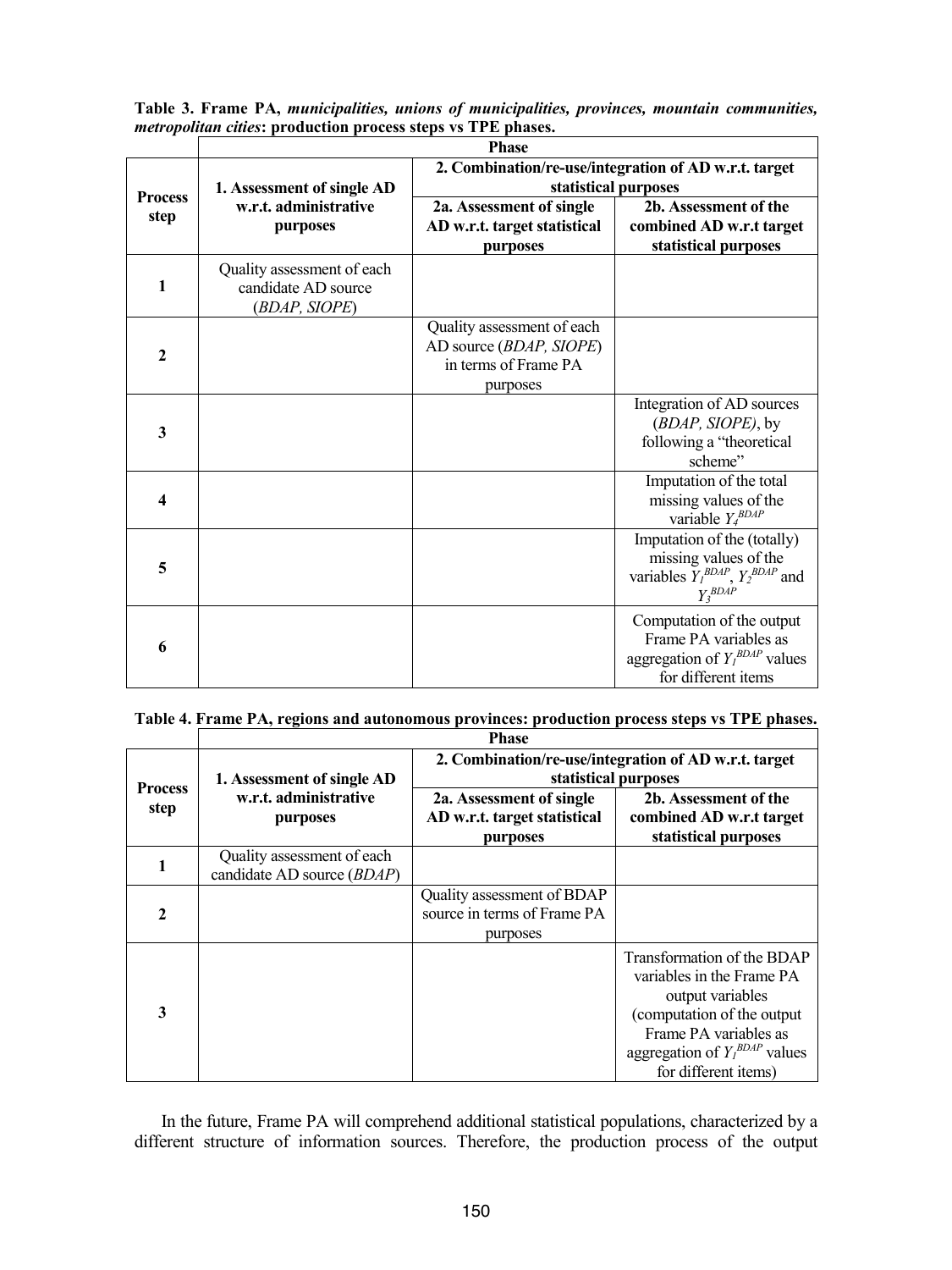**Table 3. Frame PA, *municipalities, unions of municipalities, provinces, mountain communities, metropolitan cities*: production process steps vs TPE phases.**

| Process step | Phase | | |
|---|---|---|---|
| | **1. Assessment of single AD w.r.t. administrative purposes** | **2. Combination/re-use/integration of AD w.r.t. target statistical purposes** | |
| | | **2a. Assessment of single AD w.r.t. target statistical purposes** | **2b. Assessment of the combined AD w.r.t target statistical purposes** |
| **1** | Quality assessment of each candidate AD source (*BDAP, SIOPE*) | | |
| **2** | | Quality assessment of each AD source (*BDAP, SIOPE*) in terms of Frame PA purposes | |
| **3** | | | Integration of AD sources (*BDAP, SIOPE)*, by following a "theoretical scheme" |
| **4** | | | Imputation of the total missing values of the variable $Y_4^{BDAP}$ |
| **5** | | | Imputation of the (totally) missing values of the variables $Y_1^{BDAP}$, $Y_2^{BDAP}$ and $Y_3^{BDAP}$ |
| **6** | | | Computation of the output Frame PA variables as aggregation of $Y_1^{BDAP}$ values for different items |

**Table 4. Frame PA, regions and autonomous provinces: production process steps vs TPE phases.**

| Process step | Phase | | |
|---|---|---|---|
| | **1. Assessment of single AD w.r.t. administrative purposes** | **2. Combination/re-use/integration of AD w.r.t. target statistical purposes** | |
| | | **2a. Assessment of single AD w.r.t. target statistical purposes** | **2b. Assessment of the combined AD w.r.t target statistical purposes** |
| **1** | Quality assessment of each candidate AD source (*BDAP*) | | |
| **2** | | Quality assessment of BDAP source in terms of Frame PA purposes | |
| **3** | | | Transformation of the BDAP variables in the Frame PA output variables (computation of the output Frame PA variables as aggregation of $Y_1^{BDAP}$ values for different items) |

In the future, Frame PA will comprehend additional statistical populations, characterized by a different structure of information sources. Therefore, the production process of the output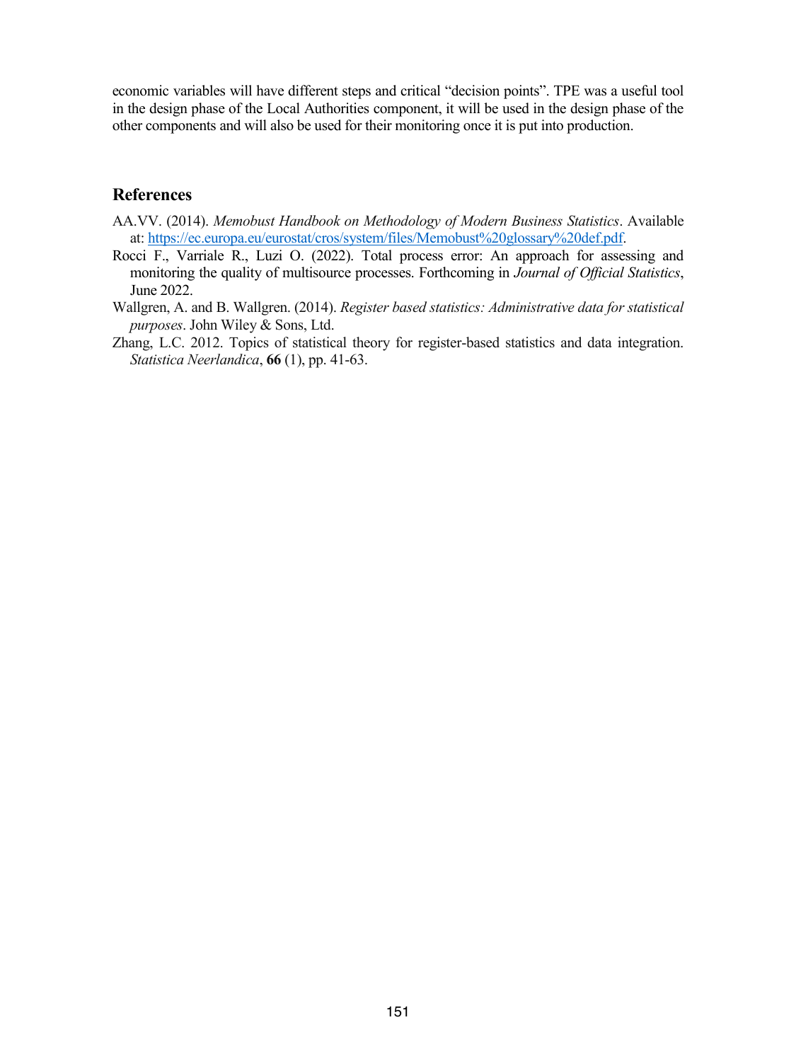economic variables will have different steps and critical "decision points". TPE was a useful tool in the design phase of the Local Authorities component, it will be used in the design phase of the other components and will also be used for their monitoring once it is put into production.

## References

AA.VV. (2014). *Memobust Handbook on Methodology of Modern Business Statistics*. Available at: [https://ec.europa.eu/eurostat/cros/system/files/Memobust%20glossary%20def.pdf](https://ec.europa.eu/eurostat/cros/system/files/Memobust%20glossary%20def.pdf).

Rocci F., Varriale R., Luzi O. (2022). Total process error: An approach for assessing and monitoring the quality of multisource processes. Forthcoming in *Journal of Official Statistics*, June 2022.

Wallgren, A. and B. Wallgren. (2014). *Register based statistics: Administrative data for statistical purposes*. John Wiley & Sons, Ltd.

Zhang, L.C. 2012. Topics of statistical theory for register-based statistics and data integration. *Statistica Neerlandica*, **66** (1), pp. 41-63.